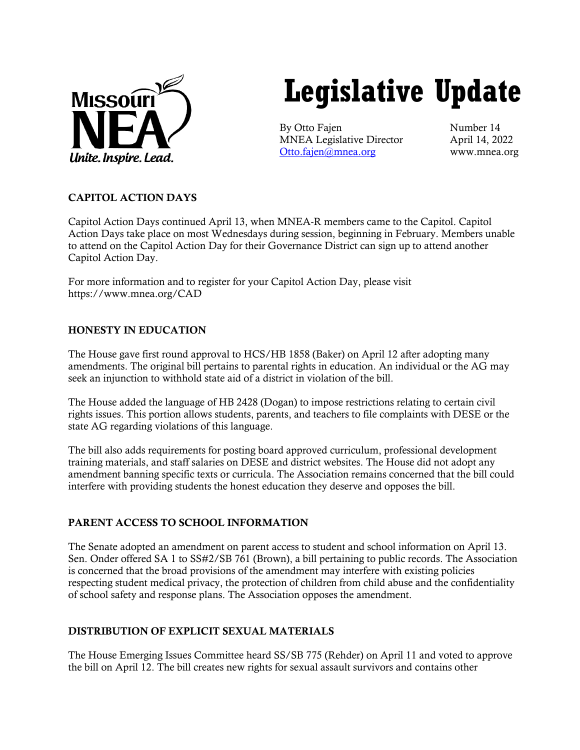Missouri NEA
*Unite. Inspire. Lead.*

# Legislative Update

By Otto Fajen
MNEA Legislative Director
Otto.fajen@mnea.org

Number 14
April 14, 2022
www.mnea.org

## CAPITOL ACTION DAYS

Capitol Action Days continued April 13, when MNEA-R members came to the Capitol. Capitol Action Days take place on most Wednesdays during session, beginning in February. Members unable to attend on the Capitol Action Day for their Governance District can sign up to attend another Capitol Action Day.

For more information and to register for your Capitol Action Day, please visit https://www.mnea.org/CAD

## HONESTY IN EDUCATION

The House gave first round approval to HCS/HB 1858 (Baker) on April 12 after adopting many amendments. The original bill pertains to parental rights in education. An individual or the AG may seek an injunction to withhold state aid of a district in violation of the bill.

The House added the language of HB 2428 (Dogan) to impose restrictions relating to certain civil rights issues. This portion allows students, parents, and teachers to file complaints with DESE or the state AG regarding violations of this language.

The bill also adds requirements for posting board approved curriculum, professional development training materials, and staff salaries on DESE and district websites. The House did not adopt any amendment banning specific texts or curricula. The Association remains concerned that the bill could interfere with providing students the honest education they deserve and opposes the bill.

## PARENT ACCESS TO SCHOOL INFORMATION

The Senate adopted an amendment on parent access to student and school information on April 13. Sen. Onder offered SA 1 to SS#2/SB 761 (Brown), a bill pertaining to public records. The Association is concerned that the broad provisions of the amendment may interfere with existing policies respecting student medical privacy, the protection of children from child abuse and the confidentiality of school safety and response plans. The Association opposes the amendment.

## DISTRIBUTION OF EXPLICIT SEXUAL MATERIALS

The House Emerging Issues Committee heard SS/SB 775 (Rehder) on April 11 and voted to approve the bill on April 12. The bill creates new rights for sexual assault survivors and contains other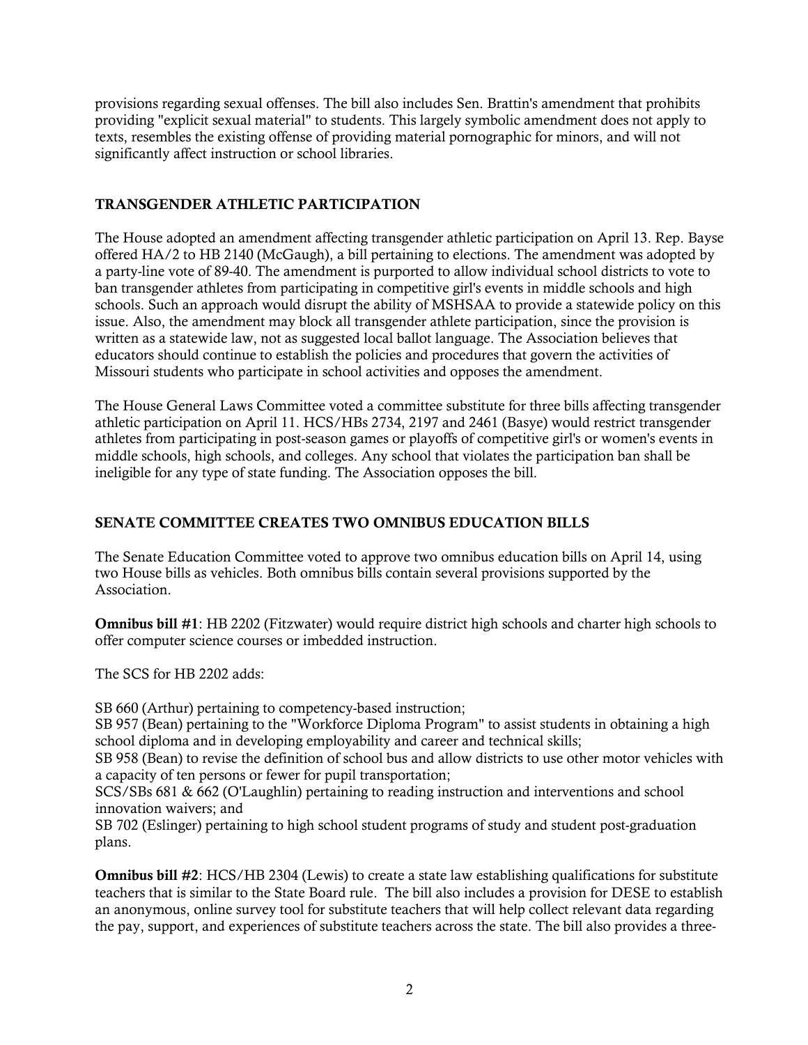provisions regarding sexual offenses. The bill also includes Sen. Brattin's amendment that prohibits providing "explicit sexual material" to students. This largely symbolic amendment does not apply to texts, resembles the existing offense of providing material pornographic for minors, and will not significantly affect instruction or school libraries.

## TRANSGENDER ATHLETIC PARTICIPATION

The House adopted an amendment affecting transgender athletic participation on April 13. Rep. Bayse offered HA/2 to HB 2140 (McGaugh), a bill pertaining to elections. The amendment was adopted by a party-line vote of 89-40. The amendment is purported to allow individual school districts to vote to ban transgender athletes from participating in competitive girl's events in middle schools and high schools. Such an approach would disrupt the ability of MSHSAA to provide a statewide policy on this issue. Also, the amendment may block all transgender athlete participation, since the provision is written as a statewide law, not as suggested local ballot language. The Association believes that educators should continue to establish the policies and procedures that govern the activities of Missouri students who participate in school activities and opposes the amendment.

The House General Laws Committee voted a committee substitute for three bills affecting transgender athletic participation on April 11. HCS/HBs 2734, 2197 and 2461 (Basye) would restrict transgender athletes from participating in post-season games or playoffs of competitive girl's or women's events in middle schools, high schools, and colleges. Any school that violates the participation ban shall be ineligible for any type of state funding. The Association opposes the bill.

## SENATE COMMITTEE CREATES TWO OMNIBUS EDUCATION BILLS

The Senate Education Committee voted to approve two omnibus education bills on April 14, using two House bills as vehicles. Both omnibus bills contain several provisions supported by the Association.

**Omnibus bill #1**: HB 2202 (Fitzwater) would require district high schools and charter high schools to offer computer science courses or imbedded instruction.

The SCS for HB 2202 adds:

SB 660 (Arthur) pertaining to competency-based instruction;
SB 957 (Bean) pertaining to the "Workforce Diploma Program" to assist students in obtaining a high school diploma and in developing employability and career and technical skills;
SB 958 (Bean) to revise the definition of school bus and allow districts to use other motor vehicles with a capacity of ten persons or fewer for pupil transportation;
SCS/SBs 681 & 662 (O'Laughlin) pertaining to reading instruction and interventions and school innovation waivers; and
SB 702 (Eslinger) pertaining to high school student programs of study and student post-graduation plans.

**Omnibus bill #2**: HCS/HB 2304 (Lewis) to create a state law establishing qualifications for substitute teachers that is similar to the State Board rule. The bill also includes a provision for DESE to establish an anonymous, online survey tool for substitute teachers that will help collect relevant data regarding the pay, support, and experiences of substitute teachers across the state. The bill also provides a three-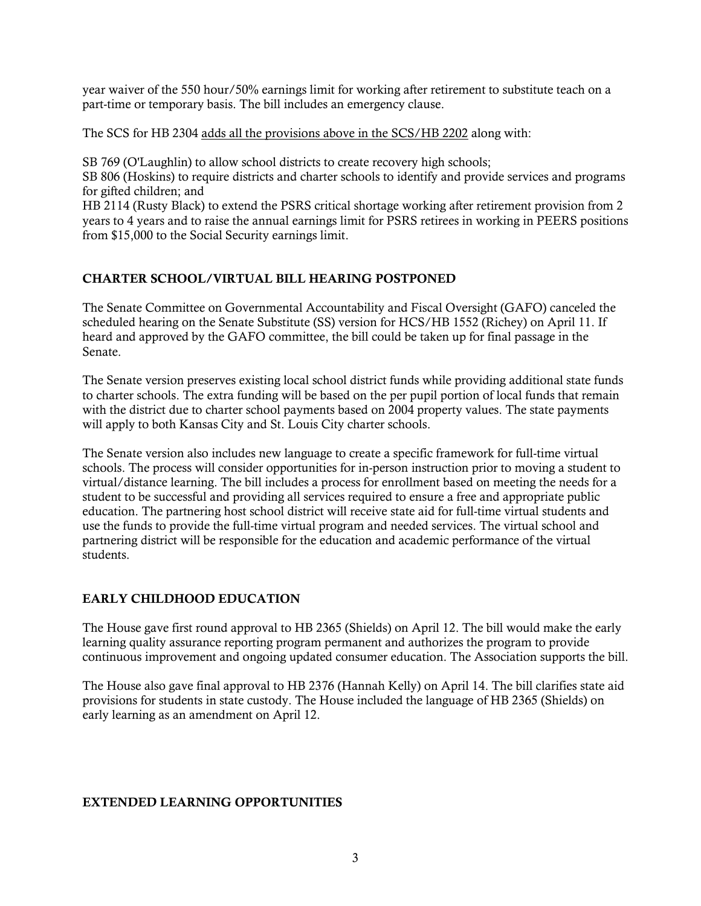year waiver of the 550 hour/50% earnings limit for working after retirement to substitute teach on a part-time or temporary basis. The bill includes an emergency clause.

The SCS for HB 2304 <u>adds all the provisions above in the SCS/HB 2202</u> along with:

SB 769 (O'Laughlin) to allow school districts to create recovery high schools;
SB 806 (Hoskins) to require districts and charter schools to identify and provide services and programs for gifted children; and
HB 2114 (Rusty Black) to extend the PSRS critical shortage working after retirement provision from 2 years to 4 years and to raise the annual earnings limit for PSRS retirees in working in PEERS positions from $15,000 to the Social Security earnings limit.

## CHARTER SCHOOL/VIRTUAL BILL HEARING POSTPONED

The Senate Committee on Governmental Accountability and Fiscal Oversight (GAFO) canceled the scheduled hearing on the Senate Substitute (SS) version for HCS/HB 1552 (Richey) on April 11. If heard and approved by the GAFO committee, the bill could be taken up for final passage in the Senate.

The Senate version preserves existing local school district funds while providing additional state funds to charter schools. The extra funding will be based on the per pupil portion of local funds that remain with the district due to charter school payments based on 2004 property values. The state payments will apply to both Kansas City and St. Louis City charter schools.

The Senate version also includes new language to create a specific framework for full-time virtual schools. The process will consider opportunities for in-person instruction prior to moving a student to virtual/distance learning. The bill includes a process for enrollment based on meeting the needs for a student to be successful and providing all services required to ensure a free and appropriate public education. The partnering host school district will receive state aid for full-time virtual students and use the funds to provide the full-time virtual program and needed services. The virtual school and partnering district will be responsible for the education and academic performance of the virtual students.

## EARLY CHILDHOOD EDUCATION

The House gave first round approval to HB 2365 (Shields) on April 12. The bill would make the early learning quality assurance reporting program permanent and authorizes the program to provide continuous improvement and ongoing updated consumer education. The Association supports the bill.

The House also gave final approval to HB 2376 (Hannah Kelly) on April 14. The bill clarifies state aid provisions for students in state custody. The House included the language of HB 2365 (Shields) on early learning as an amendment on April 12.

## EXTENDED LEARNING OPPORTUNITIES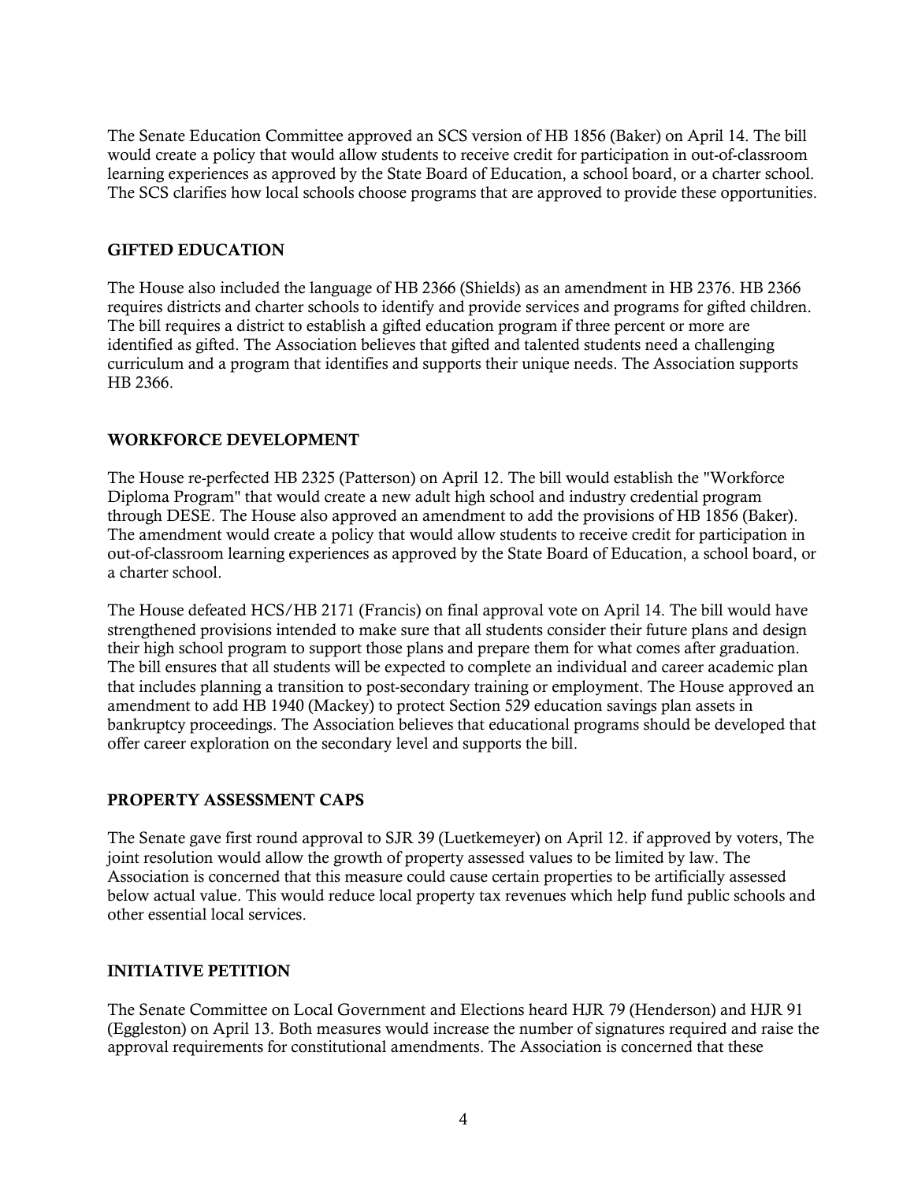The Senate Education Committee approved an SCS version of HB 1856 (Baker) on April 14. The bill would create a policy that would allow students to receive credit for participation in out-of-classroom learning experiences as approved by the State Board of Education, a school board, or a charter school. The SCS clarifies how local schools choose programs that are approved to provide these opportunities.

## GIFTED EDUCATION

The House also included the language of HB 2366 (Shields) as an amendment in HB 2376. HB 2366 requires districts and charter schools to identify and provide services and programs for gifted children. The bill requires a district to establish a gifted education program if three percent or more are identified as gifted. The Association believes that gifted and talented students need a challenging curriculum and a program that identifies and supports their unique needs. The Association supports HB 2366.

## WORKFORCE DEVELOPMENT

The House re-perfected HB 2325 (Patterson) on April 12. The bill would establish the "Workforce Diploma Program" that would create a new adult high school and industry credential program through DESE. The House also approved an amendment to add the provisions of HB 1856 (Baker). The amendment would create a policy that would allow students to receive credit for participation in out-of-classroom learning experiences as approved by the State Board of Education, a school board, or a charter school.

The House defeated HCS/HB 2171 (Francis) on final approval vote on April 14. The bill would have strengthened provisions intended to make sure that all students consider their future plans and design their high school program to support those plans and prepare them for what comes after graduation. The bill ensures that all students will be expected to complete an individual and career academic plan that includes planning a transition to post-secondary training or employment. The House approved an amendment to add HB 1940 (Mackey) to protect Section 529 education savings plan assets in bankruptcy proceedings. The Association believes that educational programs should be developed that offer career exploration on the secondary level and supports the bill.

## PROPERTY ASSESSMENT CAPS

The Senate gave first round approval to SJR 39 (Luetkemeyer) on April 12. if approved by voters, The joint resolution would allow the growth of property assessed values to be limited by law. The Association is concerned that this measure could cause certain properties to be artificially assessed below actual value. This would reduce local property tax revenues which help fund public schools and other essential local services.

## INITIATIVE PETITION

The Senate Committee on Local Government and Elections heard HJR 79 (Henderson) and HJR 91 (Eggleston) on April 13. Both measures would increase the number of signatures required and raise the approval requirements for constitutional amendments. The Association is concerned that these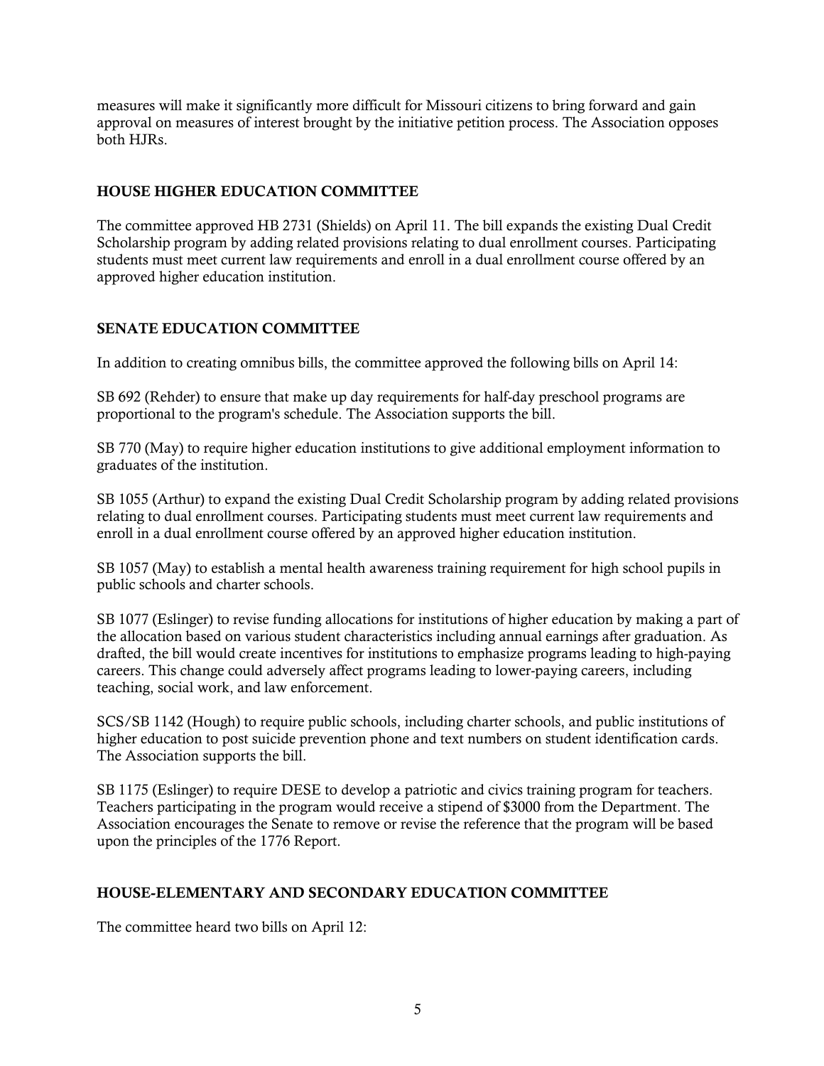measures will make it significantly more difficult for Missouri citizens to bring forward and gain approval on measures of interest brought by the initiative petition process. The Association opposes both HJRs.

## HOUSE HIGHER EDUCATION COMMITTEE

The committee approved HB 2731 (Shields) on April 11. The bill expands the existing Dual Credit Scholarship program by adding related provisions relating to dual enrollment courses. Participating students must meet current law requirements and enroll in a dual enrollment course offered by an approved higher education institution.

## SENATE EDUCATION COMMITTEE

In addition to creating omnibus bills, the committee approved the following bills on April 14:

SB 692 (Rehder) to ensure that make up day requirements for half-day preschool programs are proportional to the program's schedule. The Association supports the bill.

SB 770 (May) to require higher education institutions to give additional employment information to graduates of the institution.

SB 1055 (Arthur) to expand the existing Dual Credit Scholarship program by adding related provisions relating to dual enrollment courses. Participating students must meet current law requirements and enroll in a dual enrollment course offered by an approved higher education institution.

SB 1057 (May) to establish a mental health awareness training requirement for high school pupils in public schools and charter schools.

SB 1077 (Eslinger) to revise funding allocations for institutions of higher education by making a part of the allocation based on various student characteristics including annual earnings after graduation. As drafted, the bill would create incentives for institutions to emphasize programs leading to high-paying careers. This change could adversely affect programs leading to lower-paying careers, including teaching, social work, and law enforcement.

SCS/SB 1142 (Hough) to require public schools, including charter schools, and public institutions of higher education to post suicide prevention phone and text numbers on student identification cards. The Association supports the bill.

SB 1175 (Eslinger) to require DESE to develop a patriotic and civics training program for teachers. Teachers participating in the program would receive a stipend of $3000 from the Department. The Association encourages the Senate to remove or revise the reference that the program will be based upon the principles of the 1776 Report.

## HOUSE-ELEMENTARY AND SECONDARY EDUCATION COMMITTEE

The committee heard two bills on April 12: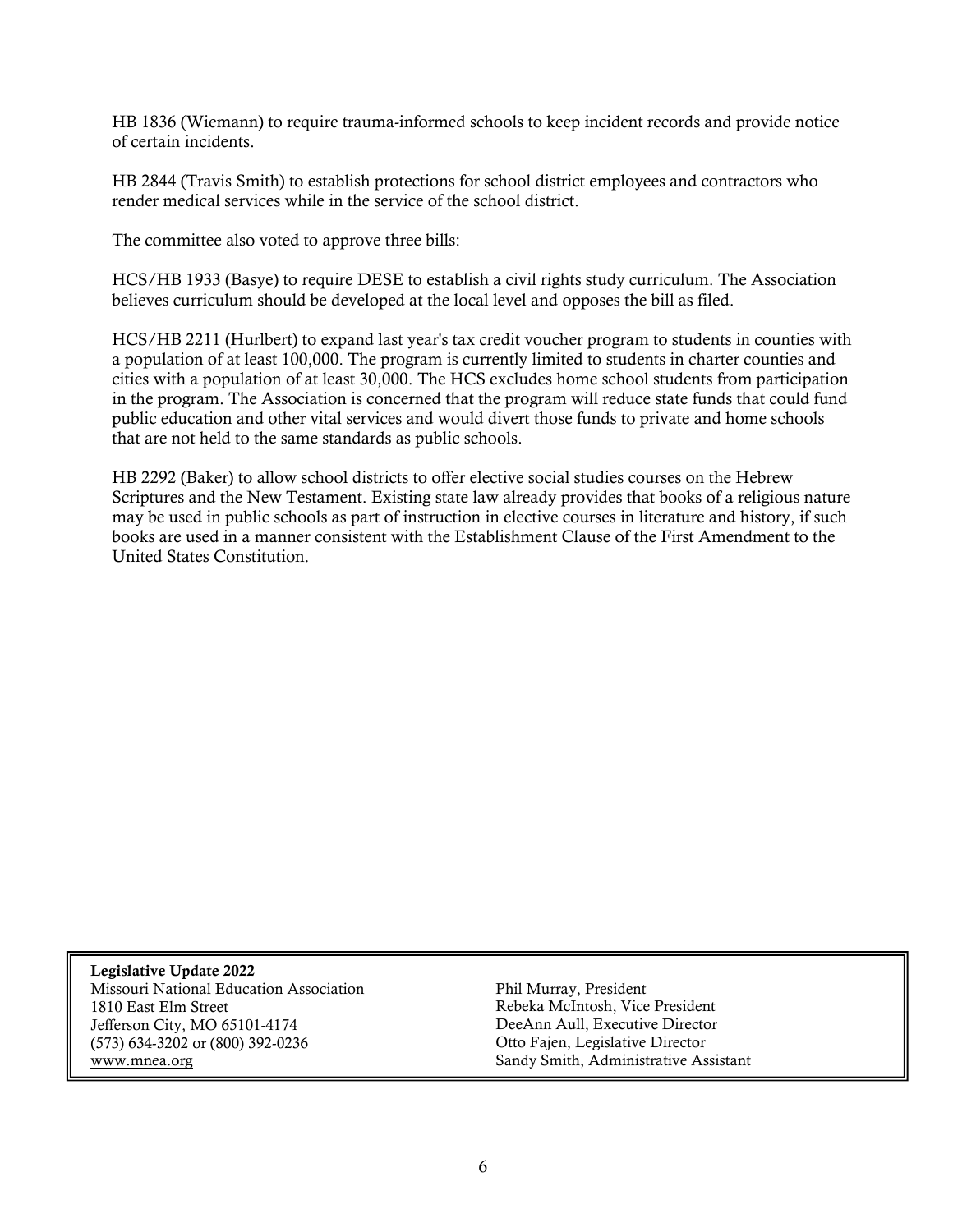HB 1836 (Wiemann) to require trauma-informed schools to keep incident records and provide notice of certain incidents.

HB 2844 (Travis Smith) to establish protections for school district employees and contractors who render medical services while in the service of the school district.

The committee also voted to approve three bills:

HCS/HB 1933 (Basye) to require DESE to establish a civil rights study curriculum. The Association believes curriculum should be developed at the local level and opposes the bill as filed.

HCS/HB 2211 (Hurlbert) to expand last year's tax credit voucher program to students in counties with a population of at least 100,000. The program is currently limited to students in charter counties and cities with a population of at least 30,000. The HCS excludes home school students from participation in the program. The Association is concerned that the program will reduce state funds that could fund public education and other vital services and would divert those funds to private and home schools that are not held to the same standards as public schools.

HB 2292 (Baker) to allow school districts to offer elective social studies courses on the Hebrew Scriptures and the New Testament. Existing state law already provides that books of a religious nature may be used in public schools as part of instruction in elective courses in literature and history, if such books are used in a manner consistent with the Establishment Clause of the First Amendment to the United States Constitution.

**Legislative Update 2022**
Missouri National Education Association
1810 East Elm Street
Jefferson City, MO 65101-4174
(573) 634-3202 or (800) 392-0236
www.mnea.org

Phil Murray, President
Rebeka McIntosh, Vice President
DeeAnn Aull, Executive Director
Otto Fajen, Legislative Director
Sandy Smith, Administrative Assistant